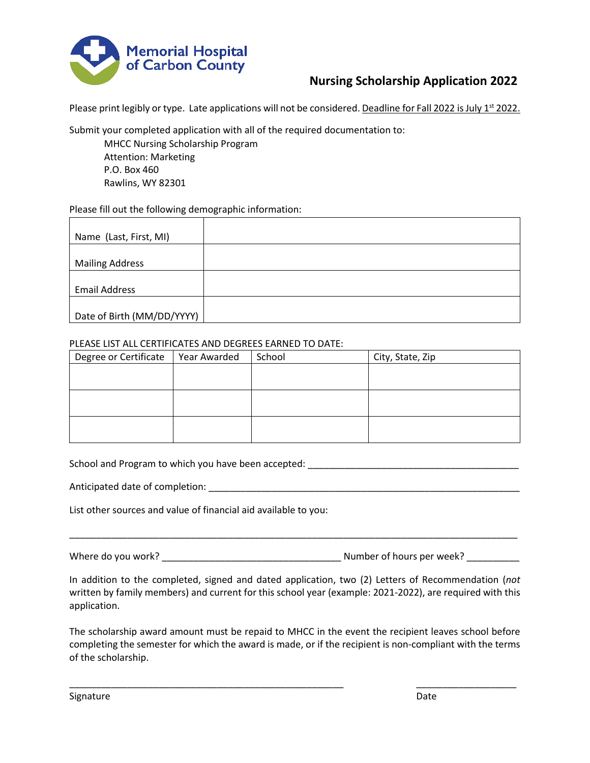Memorial Hospital of Carbon County

## Nursing Scholarship Application 2022

Please print legibly or type. Late applications will not be considered. Deadline for Fall 2022 is July 1st 2022.

Submit your completed application with all of the required documentation to:

MHCC Nursing Scholarship Program
Attention: Marketing
P.O. Box 460
Rawlins, WY 82301

Please fill out the following demographic information:

| | |
|---|---|
| Name (Last, First, MI) | |
| Mailing Address | |
| Email Address | |
| Date of Birth (MM/DD/YYYY) | |

PLEASE LIST ALL CERTIFICATES AND DEGREES EARNED TO DATE:

| Degree or Certificate | Year Awarded | School | City, State, Zip |
|---|---|---|---|
| | | | |
| | | | |
| | | | |

School and Program to which you have been accepted: ________________________________________

Anticipated date of completion: ____________________________________________________________

List other sources and value of financial aid available to you:

__________________________________________________________________________________________

Where do you work? _________________________________ Number of hours per week? __________

In addition to the completed, signed and dated application, two (2) Letters of Recommendation (*not* written by family members) and current for this school year (example: 2021-2022), are required with this application.

The scholarship award amount must be repaid to MHCC in the event the recipient leaves school before completing the semester for which the award is made, or if the recipient is non-compliant with the terms of the scholarship.

_____________________________________________________ ___________________

Signature Date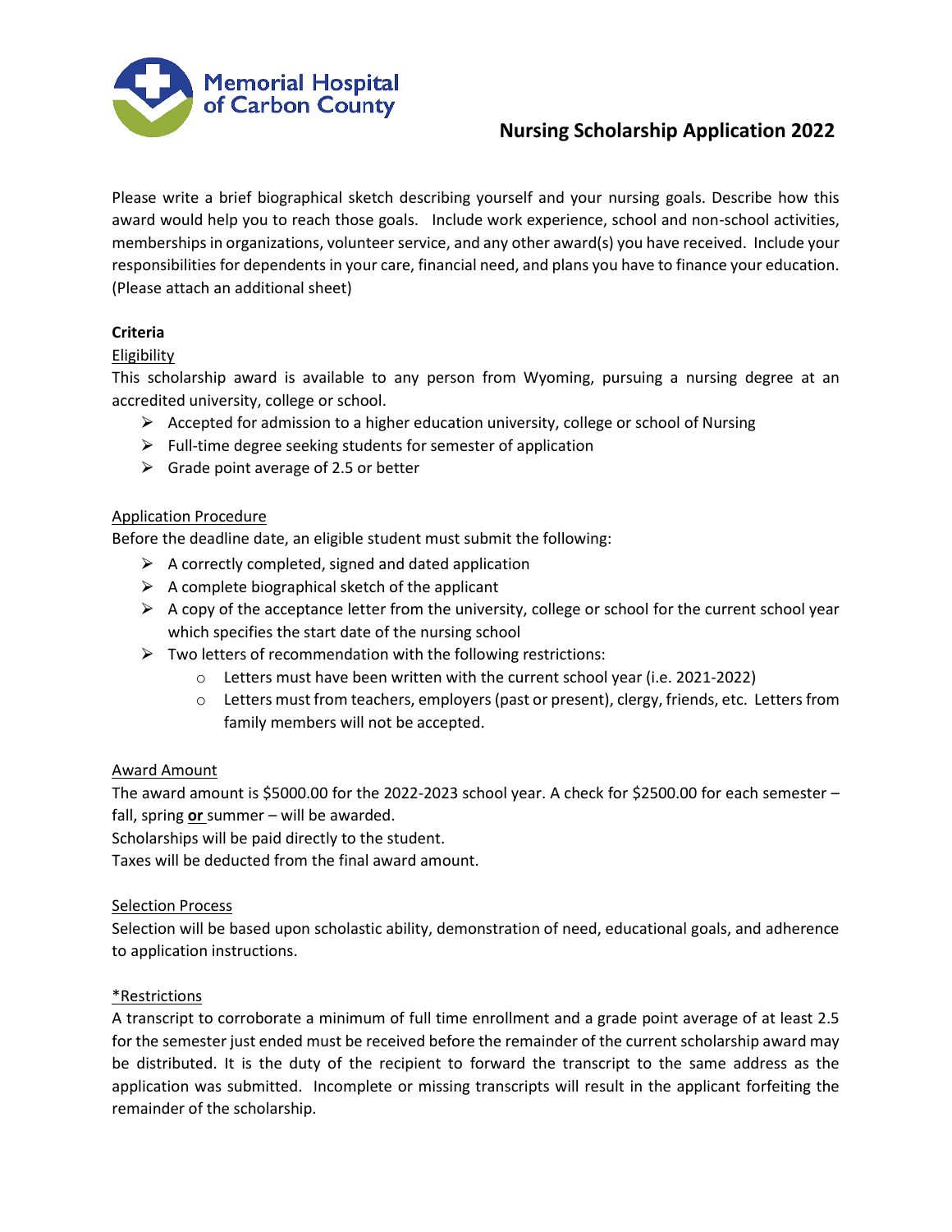Memorial Hospital of Carbon County

# Nursing Scholarship Application 2022

Please write a brief biographical sketch describing yourself and your nursing goals. Describe how this award would help you to reach those goals. Include work experience, school and non-school activities, memberships in organizations, volunteer service, and any other award(s) you have received. Include your responsibilities for dependents in your care, financial need, and plans you have to finance your education. (Please attach an additional sheet)

**Criteria**

Eligibility

This scholarship award is available to any person from Wyoming, pursuing a nursing degree at an accredited university, college or school.

- Accepted for admission to a higher education university, college or school of Nursing
- Full-time degree seeking students for semester of application
- Grade point average of 2.5 or better

Application Procedure

Before the deadline date, an eligible student must submit the following:

- A correctly completed, signed and dated application
- A complete biographical sketch of the applicant
- A copy of the acceptance letter from the university, college or school for the current school year which specifies the start date of the nursing school
- Two letters of recommendation with the following restrictions:
  - Letters must have been written with the current school year (i.e. 2021-2022)
  - Letters must from teachers, employers (past or present), clergy, friends, etc. Letters from family members will not be accepted.

Award Amount

The award amount is $5000.00 for the 2022-2023 school year. A check for $2500.00 for each semester – fall, spring **or** summer – will be awarded.

Scholarships will be paid directly to the student.

Taxes will be deducted from the final award amount.

Selection Process

Selection will be based upon scholastic ability, demonstration of need, educational goals, and adherence to application instructions.

*Restrictions

A transcript to corroborate a minimum of full time enrollment and a grade point average of at least 2.5 for the semester just ended must be received before the remainder of the current scholarship award may be distributed. It is the duty of the recipient to forward the transcript to the same address as the application was submitted. Incomplete or missing transcripts will result in the applicant forfeiting the remainder of the scholarship.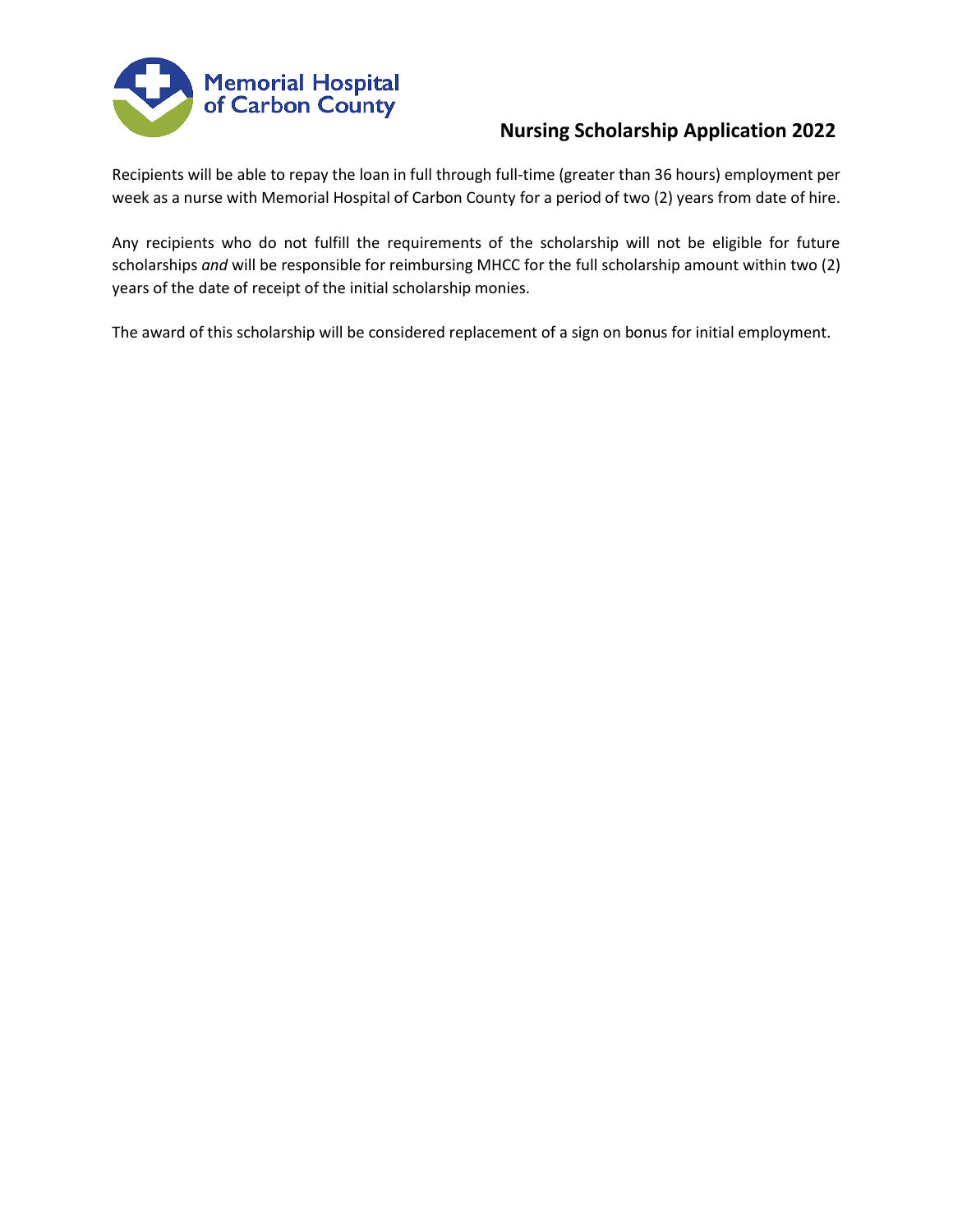# Nursing Scholarship Application 2022

Recipients will be able to repay the loan in full through full-time (greater than 36 hours) employment per week as a nurse with Memorial Hospital of Carbon County for a period of two (2) years from date of hire.

Any recipients who do not fulfill the requirements of the scholarship will not be eligible for future scholarships *and* will be responsible for reimbursing MHCC for the full scholarship amount within two (2) years of the date of receipt of the initial scholarship monies.

The award of this scholarship will be considered replacement of a sign on bonus for initial employment.